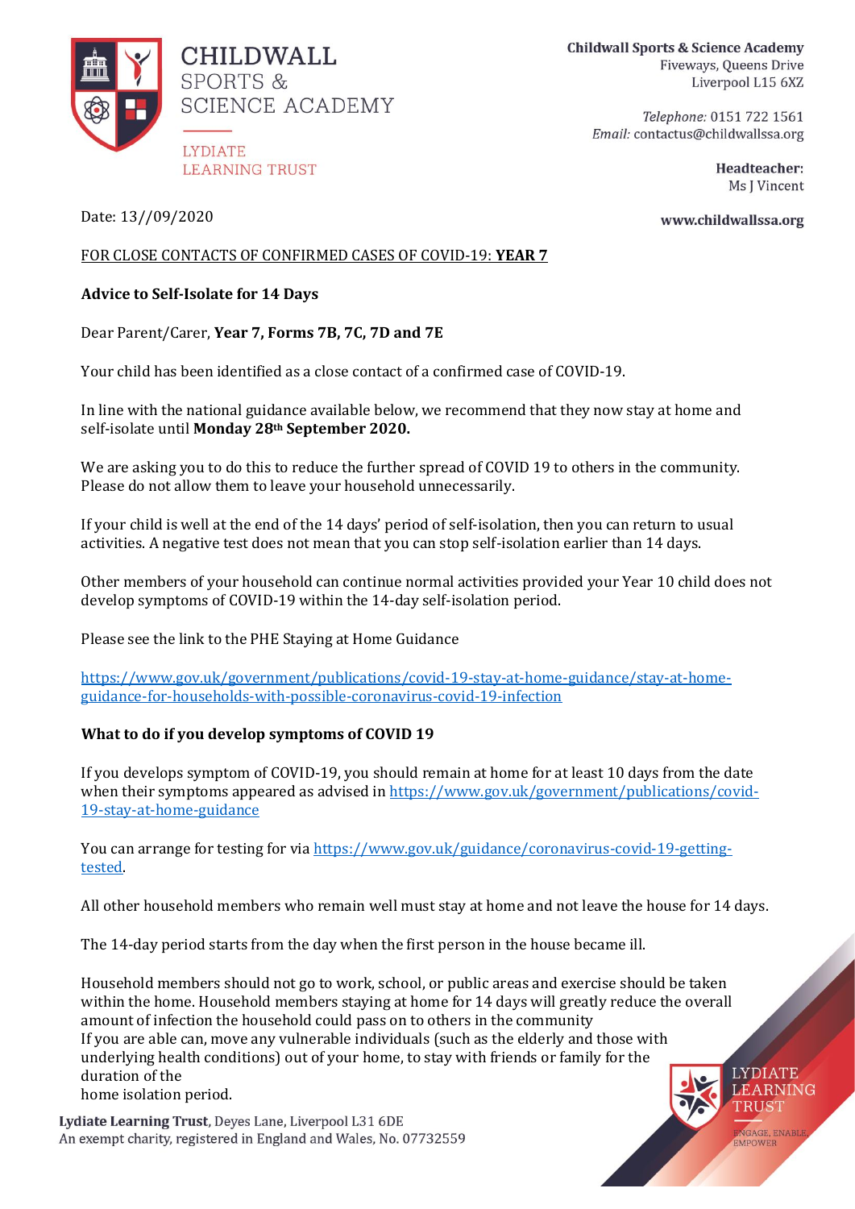CHILDWALL SPORTS & SCIENCE ACADEMY

LYDIATE LEARNING TRUST

Childwall Sports & Science Academy
Fiveways, Queens Drive
Liverpool L15 6XZ

*Telephone:* 0151 722 1561
*Email:* contactus@childwallssa.org

**Headteacher:**
Ms J Vincent

www.childwallssa.org

Date: 13//09/2020

FOR CLOSE CONTACTS OF CONFIRMED CASES OF COVID-19: **YEAR 7**

**Advice to Self-Isolate for 14 Days**

Dear Parent/Carer, **Year 7, Forms 7B, 7C, 7D and 7E**

Your child has been identified as a close contact of a confirmed case of COVID-19.

In line with the national guidance available below, we recommend that they now stay at home and self-isolate until **Monday 28th September 2020.**

We are asking you to do this to reduce the further spread of COVID 19 to others in the community. Please do not allow them to leave your household unnecessarily.

If your child is well at the end of the 14 days' period of self-isolation, then you can return to usual activities. A negative test does not mean that you can stop self-isolation earlier than 14 days.

Other members of your household can continue normal activities provided your Year 10 child does not develop symptoms of COVID-19 within the 14-day self-isolation period.

Please see the link to the PHE Staying at Home Guidance

https://www.gov.uk/government/publications/covid-19-stay-at-home-guidance/stay-at-home-guidance-for-households-with-possible-coronavirus-covid-19-infection

**What to do if you develop symptoms of COVID 19**

If you develops symptom of COVID-19, you should remain at home for at least 10 days from the date when their symptoms appeared as advised in https://www.gov.uk/government/publications/covid-19-stay-at-home-guidance

You can arrange for testing for via https://www.gov.uk/guidance/coronavirus-covid-19-getting-tested.

All other household members who remain well must stay at home and not leave the house for 14 days.

The 14-day period starts from the day when the first person in the house became ill.

Household members should not go to work, school, or public areas and exercise should be taken within the home. Household members staying at home for 14 days will greatly reduce the overall amount of infection the household could pass on to others in the community
If you are able can, move any vulnerable individuals (such as the elderly and those with underlying health conditions) out of your home, to stay with friends or family for the duration of the
home isolation period.

**Lydiate Learning Trust**, Deyes Lane, Liverpool L31 6DE
An exempt charity, registered in England and Wales, No. 07732559

LYDIATE LEARNING TRUST
ENGAGE, ENABLE, EMPOWER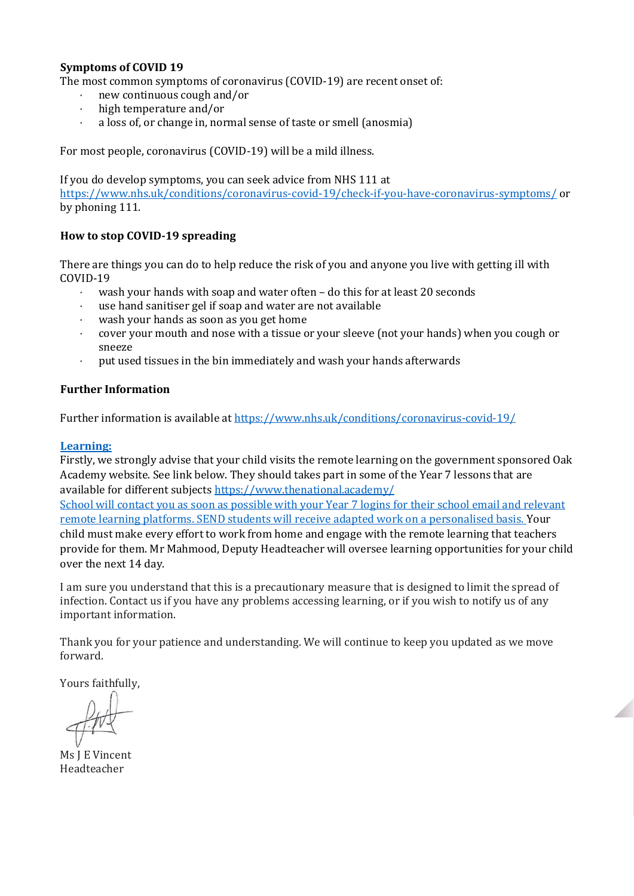**Symptoms of COVID 19**

The most common symptoms of coronavirus (COVID-19) are recent onset of:

- new continuous cough and/or
- high temperature and/or
- a loss of, or change in, normal sense of taste or smell (anosmia)

For most people, coronavirus (COVID-19) will be a mild illness.

If you do develop symptoms, you can seek advice from NHS 111 at https://www.nhs.uk/conditions/coronavirus-covid-19/check-if-you-have-coronavirus-symptoms/ or by phoning 111.

**How to stop COVID-19 spreading**

There are things you can do to help reduce the risk of you and anyone you live with getting ill with COVID-19

- wash your hands with soap and water often – do this for at least 20 seconds
- use hand sanitiser gel if soap and water are not available
- wash your hands as soon as you get home
- cover your mouth and nose with a tissue or your sleeve (not your hands) when you cough or sneeze
- put used tissues in the bin immediately and wash your hands afterwards

**Further Information**

Further information is available at https://www.nhs.uk/conditions/coronavirus-covid-19/

**Learning:**

Firstly, we strongly advise that your child visits the remote learning on the government sponsored Oak Academy website. See link below. They should takes part in some of the Year 7 lessons that are available for different subjects https://www.thenational.academy/
School will contact you as soon as possible with your Year 7 logins for their school email and relevant remote learning platforms. SEND students will receive adapted work on a personalised basis. Your child must make every effort to work from home and engage with the remote learning that teachers provide for them. Mr Mahmood, Deputy Headteacher will oversee learning opportunities for your child over the next 14 day.

I am sure you understand that this is a precautionary measure that is designed to limit the spread of infection. Contact us if you have any problems accessing learning, or if you wish to notify us of any important information.

Thank you for your patience and understanding. We will continue to keep you updated as we move forward.

Yours faithfully,

Ms J E Vincent
Headteacher